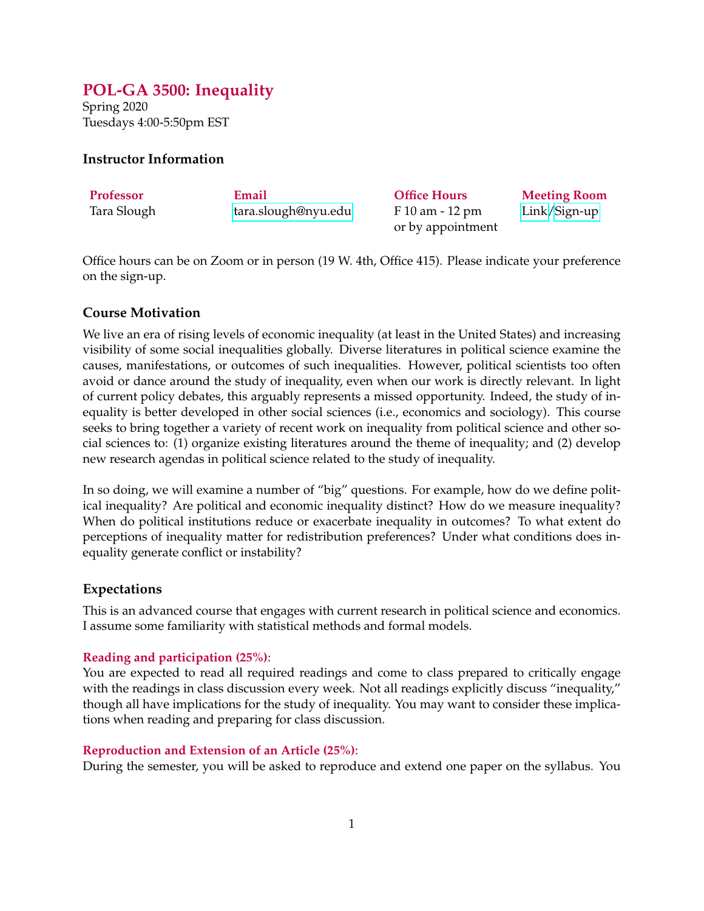# POL-GA 3500: Inequality

Spring 2020
Tuesdays 4:00-5:50pm EST

### Instructor Information

| Professor | Email | Office Hours | Meeting Room |
|---|---|---|---|
| Tara Slough | tara.slough@nyu.edu | F 10 am - 12 pm or by appointment | Link/Sign-up |

Office hours can be on Zoom or in person (19 W. 4th, Office 415). Please indicate your preference on the sign-up.

### Course Motivation

We live an era of rising levels of economic inequality (at least in the United States) and increasing visibility of some social inequalities globally. Diverse literatures in political science examine the causes, manifestations, or outcomes of such inequalities. However, political scientists too often avoid or dance around the study of inequality, even when our work is directly relevant. In light of current policy debates, this arguably represents a missed opportunity. Indeed, the study of inequality is better developed in other social sciences (i.e., economics and sociology). This course seeks to bring together a variety of recent work on inequality from political science and other social sciences to: (1) organize existing literatures around the theme of inequality; and (2) develop new research agendas in political science related to the study of inequality.

In so doing, we will examine a number of "big" questions. For example, how do we define political inequality? Are political and economic inequality distinct? How do we measure inequality? When do political institutions reduce or exacerbate inequality in outcomes? To what extent do perceptions of inequality matter for redistribution preferences? Under what conditions does inequality generate conflict or instability?

### Expectations

This is an advanced course that engages with current research in political science and economics. I assume some familiarity with statistical methods and formal models.

**Reading and participation (25%)**:
You are expected to read all required readings and come to class prepared to critically engage with the readings in class discussion every week. Not all readings explicitly discuss "inequality," though all have implications for the study of inequality. You may want to consider these implications when reading and preparing for class discussion.

**Reproduction and Extension of an Article (25%)**:
During the semester, you will be asked to reproduce and extend one paper on the syllabus. You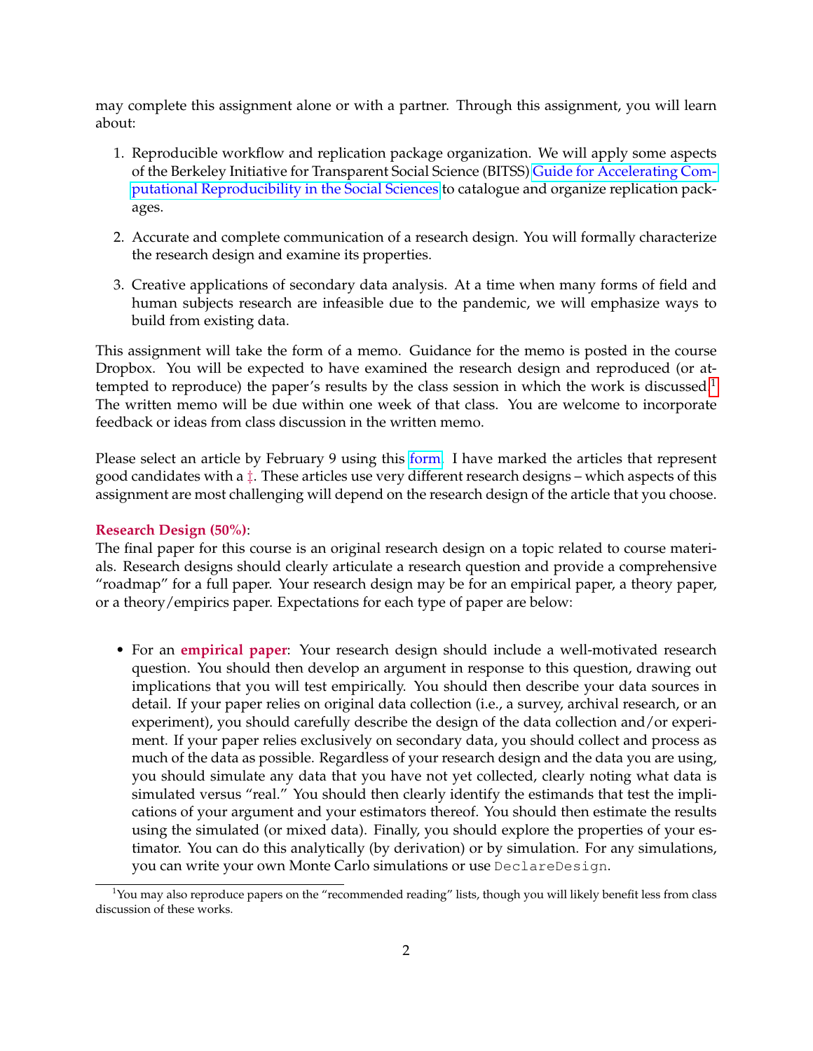may complete this assignment alone or with a partner. Through this assignment, you will learn about:

1. Reproducible workflow and replication package organization. We will apply some aspects of the Berkeley Initiative for Transparent Social Science (BITSS) Guide for Accelerating Computational Reproducibility in the Social Sciences to catalogue and organize replication packages.

2. Accurate and complete communication of a research design. You will formally characterize the research design and examine its properties.

3. Creative applications of secondary data analysis. At a time when many forms of field and human subjects research are infeasible due to the pandemic, we will emphasize ways to build from existing data.

This assignment will take the form of a memo. Guidance for the memo is posted in the course Dropbox. You will be expected to have examined the research design and reproduced (or attempted to reproduce) the paper's results by the class session in which the work is discussed.[1] The written memo will be due within one week of that class. You are welcome to incorporate feedback or ideas from class discussion in the written memo.

Please select an article by February 9 using this form. I have marked the articles that represent good candidates with a ‡. These articles use very different research designs – which aspects of this assignment are most challenging will depend on the research design of the article that you choose.

**Research Design (50%)**:
The final paper for this course is an original research design on a topic related to course materials. Research designs should clearly articulate a research question and provide a comprehensive "roadmap" for a full paper. Your research design may be for an empirical paper, a theory paper, or a theory/empirics paper. Expectations for each type of paper are below:

- For an **empirical paper**: Your research design should include a well-motivated research question. You should then develop an argument in response to this question, drawing out implications that you will test empirically. You should then describe your data sources in detail. If your paper relies on original data collection (i.e., a survey, archival research, or an experiment), you should carefully describe the design of the data collection and/or experiment. If your paper relies exclusively on secondary data, you should collect and process as much of the data as possible. Regardless of your research design and the data you are using, you should simulate any data that you have not yet collected, clearly noting what data is simulated versus "real." You should then clearly identify the estimands that test the implications of your argument and your estimators thereof. You should then estimate the results using the simulated (or mixed data). Finally, you should explore the properties of your estimator. You can do this analytically (by derivation) or by simulation. For any simulations, you can write your own Monte Carlo simulations or use `DeclareDesign`.

[1] You may also reproduce papers on the "recommended reading" lists, though you will likely benefit less from class discussion of these works.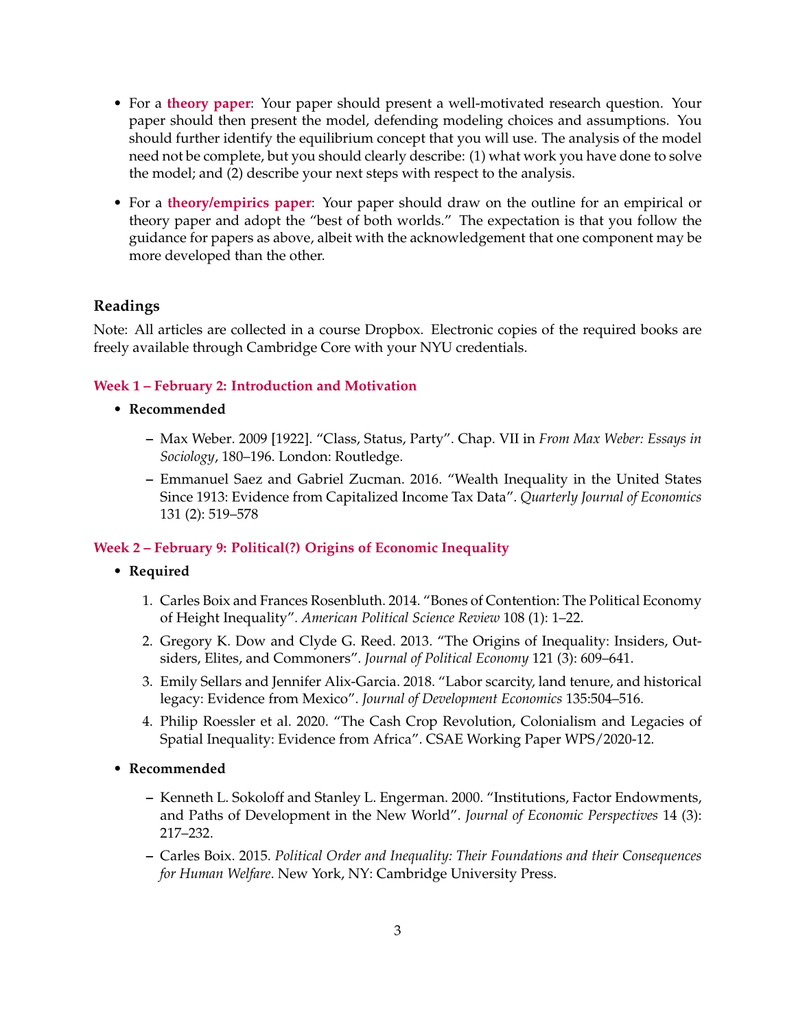- For a **theory paper**: Your paper should present a well-motivated research question. Your paper should then present the model, defending modeling choices and assumptions. You should further identify the equilibrium concept that you will use. The analysis of the model need not be complete, but you should clearly describe: (1) what work you have done to solve the model; and (2) describe your next steps with respect to the analysis.

- For a **theory/empirics paper**: Your paper should draw on the outline for an empirical or theory paper and adopt the "best of both worlds." The expectation is that you follow the guidance for papers as above, albeit with the acknowledgement that one component may be more developed than the other.

### Readings

Note: All articles are collected in a course Dropbox. Electronic copies of the required books are freely available through Cambridge Core with your NYU credentials.

#### Week 1 – February 2: Introduction and Motivation

- **Recommended**
  - Max Weber. 2009 [1922]. "Class, Status, Party". Chap. VII in *From Max Weber: Essays in Sociology*, 180–196. London: Routledge.
  - Emmanuel Saez and Gabriel Zucman. 2016. "Wealth Inequality in the United States Since 1913: Evidence from Capitalized Income Tax Data". *Quarterly Journal of Economics* 131 (2): 519–578

#### Week 2 – February 9: Political(?) Origins of Economic Inequality

- **Required**
  1. Carles Boix and Frances Rosenbluth. 2014. "Bones of Contention: The Political Economy of Height Inequality". *American Political Science Review* 108 (1): 1–22.
  2. Gregory K. Dow and Clyde G. Reed. 2013. "The Origins of Inequality: Insiders, Outsiders, Elites, and Commoners". *Journal of Political Economy* 121 (3): 609–641.
  3. Emily Sellars and Jennifer Alix-Garcia. 2018. "Labor scarcity, land tenure, and historical legacy: Evidence from Mexico". *Journal of Development Economics* 135:504–516.
  4. Philip Roessler et al. 2020. "The Cash Crop Revolution, Colonialism and Legacies of Spatial Inequality: Evidence from Africa". CSAE Working Paper WPS/2020-12.

- **Recommended**
  - Kenneth L. Sokoloff and Stanley L. Engerman. 2000. "Institutions, Factor Endowments, and Paths of Development in the New World". *Journal of Economic Perspectives* 14 (3): 217–232.
  - Carles Boix. 2015. *Political Order and Inequality: Their Foundations and their Consequences for Human Welfare*. New York, NY: Cambridge University Press.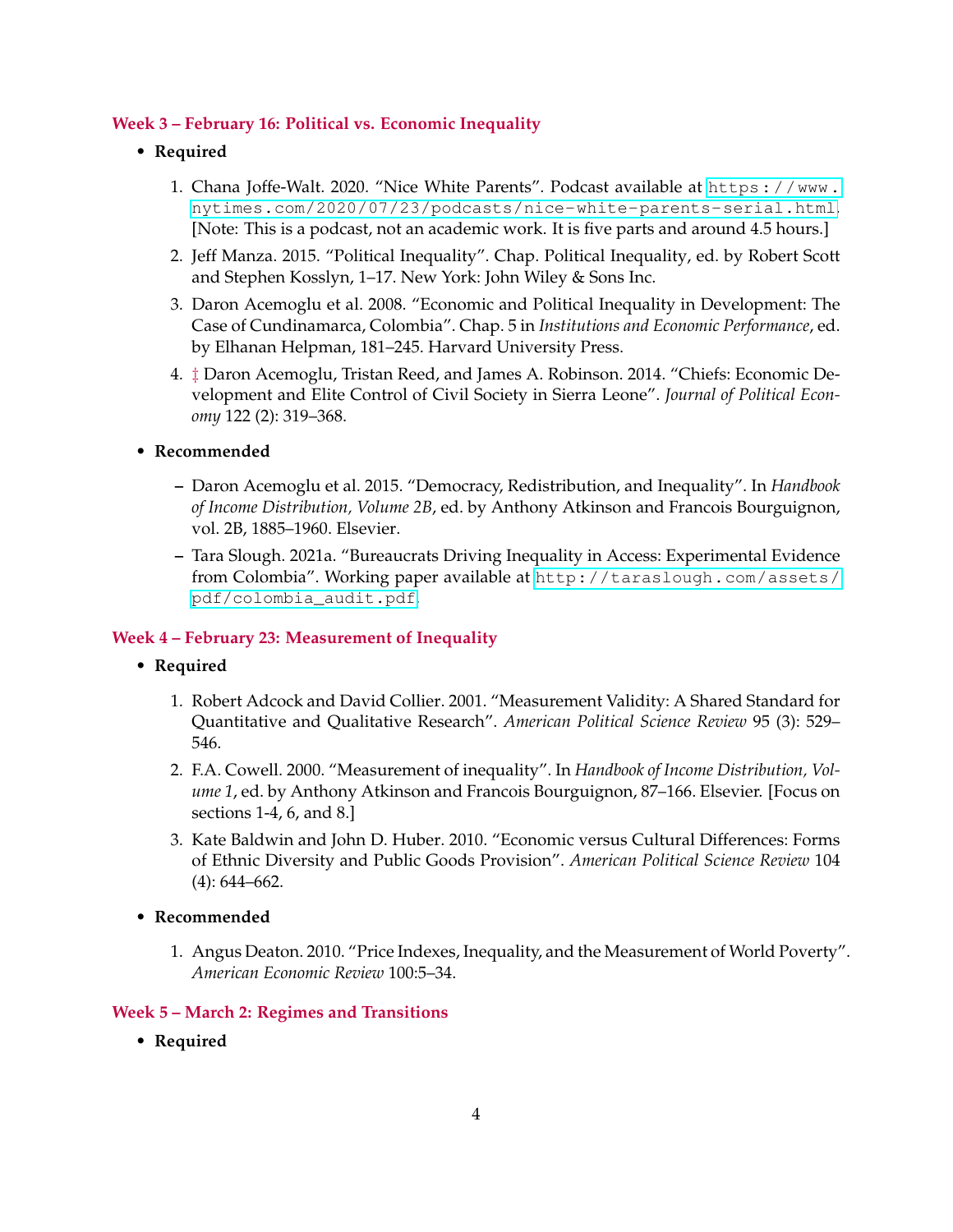### Week 3 – February 16: Political vs. Economic Inequality

- **Required**

  1. Chana Joffe-Walt. 2020. "Nice White Parents". Podcast available at https://www.nytimes.com/2020/07/23/podcasts/nice-white-parents-serial.html. [Note: This is a podcast, not an academic work. It is five parts and around 4.5 hours.]
  2. Jeff Manza. 2015. "Political Inequality". Chap. Political Inequality, ed. by Robert Scott and Stephen Kosslyn, 1–17. New York: John Wiley & Sons Inc.
  3. Daron Acemoglu et al. 2008. "Economic and Political Inequality in Development: The Case of Cundinamarca, Colombia". Chap. 5 in *Institutions and Economic Performance*, ed. by Elhanan Helpman, 181–245. Harvard University Press.
  4. ‡ Daron Acemoglu, Tristan Reed, and James A. Robinson. 2014. "Chiefs: Economic Development and Elite Control of Civil Society in Sierra Leone". *Journal of Political Economy* 122 (2): 319–368.

- **Recommended**

  – Daron Acemoglu et al. 2015. "Democracy, Redistribution, and Inequality". In *Handbook of Income Distribution, Volume 2B*, ed. by Anthony Atkinson and Francois Bourguignon, vol. 2B, 1885–1960. Elsevier.

  – Tara Slough. 2021a. "Bureaucrats Driving Inequality in Access: Experimental Evidence from Colombia". Working paper available at http://taraslough.com/assets/pdf/colombia_audit.pdf.

### Week 4 – February 23: Measurement of Inequality

- **Required**

  1. Robert Adcock and David Collier. 2001. "Measurement Validity: A Shared Standard for Quantitative and Qualitative Research". *American Political Science Review* 95 (3): 529–546.
  2. F.A. Cowell. 2000. "Measurement of inequality". In *Handbook of Income Distribution, Volume 1*, ed. by Anthony Atkinson and Francois Bourguignon, 87–166. Elsevier. [Focus on sections 1-4, 6, and 8.]
  3. Kate Baldwin and John D. Huber. 2010. "Economic versus Cultural Differences: Forms of Ethnic Diversity and Public Goods Provision". *American Political Science Review* 104 (4): 644–662.

- **Recommended**

  1. Angus Deaton. 2010. "Price Indexes, Inequality, and the Measurement of World Poverty". *American Economic Review* 100:5–34.

### Week 5 – March 2: Regimes and Transitions

- **Required**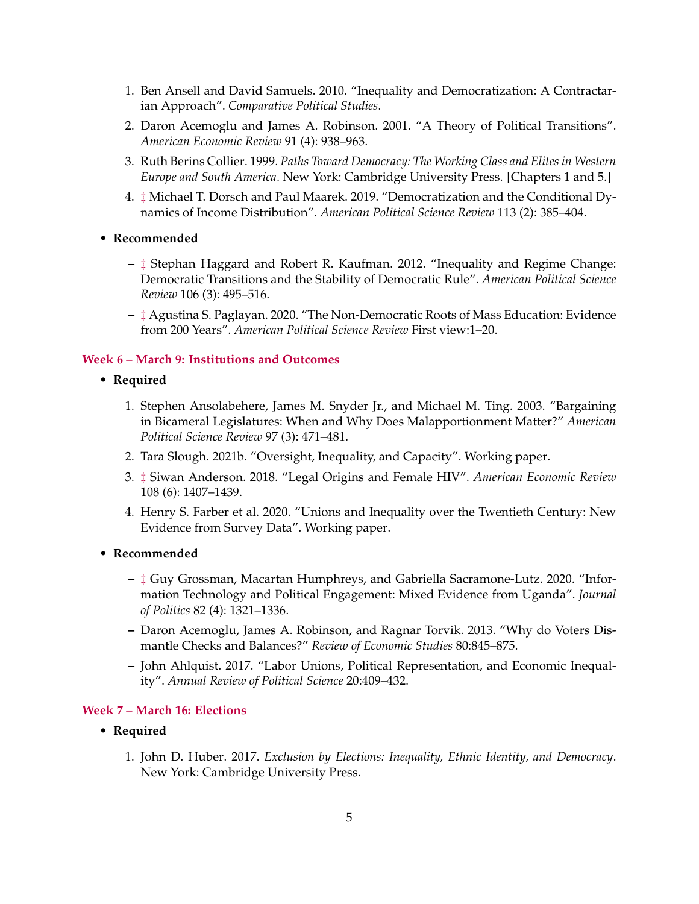1. Ben Ansell and David Samuels. 2010. "Inequality and Democratization: A Contractarian Approach". *Comparative Political Studies*.
2. Daron Acemoglu and James A. Robinson. 2001. "A Theory of Political Transitions". *American Economic Review* 91 (4): 938–963.
3. Ruth Berins Collier. 1999. *Paths Toward Democracy: The Working Class and Elites in Western Europe and South America*. New York: Cambridge University Press. [Chapters 1 and 5.]
4. ‡ Michael T. Dorsch and Paul Maarek. 2019. "Democratization and the Conditional Dynamics of Income Distribution". *American Political Science Review* 113 (2): 385–404.

- **Recommended**
  - ‡ Stephan Haggard and Robert R. Kaufman. 2012. "Inequality and Regime Change: Democratic Transitions and the Stability of Democratic Rule". *American Political Science Review* 106 (3): 495–516.
  - ‡ Agustina S. Paglayan. 2020. "The Non-Democratic Roots of Mass Education: Evidence from 200 Years". *American Political Science Review* First view:1–20.

### Week 6 – March 9: Institutions and Outcomes

- **Required**
  1. Stephen Ansolabehere, James M. Snyder Jr., and Michael M. Ting. 2003. "Bargaining in Bicameral Legislatures: When and Why Does Malapportionment Matter?" *American Political Science Review* 97 (3): 471–481.
  2. Tara Slough. 2021b. "Oversight, Inequality, and Capacity". Working paper.
  3. ‡ Siwan Anderson. 2018. "Legal Origins and Female HIV". *American Economic Review* 108 (6): 1407–1439.
  4. Henry S. Farber et al. 2020. "Unions and Inequality over the Twentieth Century: New Evidence from Survey Data". Working paper.
- **Recommended**
  - ‡ Guy Grossman, Macartan Humphreys, and Gabriella Sacramone-Lutz. 2020. "Information Technology and Political Engagement: Mixed Evidence from Uganda". *Journal of Politics* 82 (4): 1321–1336.
  - Daron Acemoglu, James A. Robinson, and Ragnar Torvik. 2013. "Why do Voters Dismantle Checks and Balances?" *Review of Economic Studies* 80:845–875.
  - John Ahlquist. 2017. "Labor Unions, Political Representation, and Economic Inequality". *Annual Review of Political Science* 20:409–432.

### Week 7 – March 16: Elections

- **Required**
  1. John D. Huber. 2017. *Exclusion by Elections: Inequality, Ethnic Identity, and Democracy*. New York: Cambridge University Press.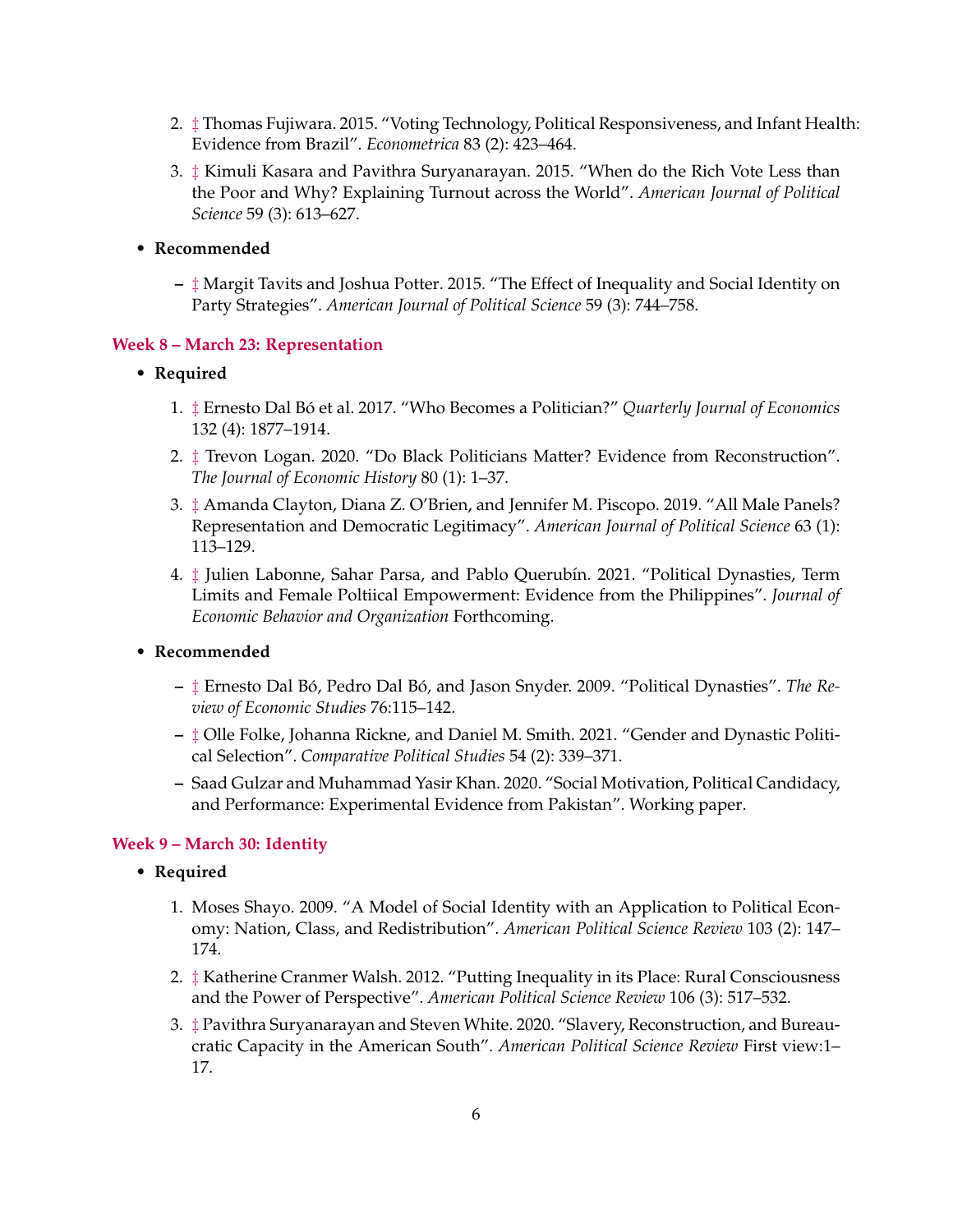2. ‡ Thomas Fujiwara. 2015. “Voting Technology, Political Responsiveness, and Infant Health: Evidence from Brazil”. *Econometrica* 83 (2): 423–464.
3. ‡ Kimuli Kasara and Pavithra Suryanarayan. 2015. “When do the Rich Vote Less than the Poor and Why? Explaining Turnout across the World”. *American Journal of Political Science* 59 (3): 613–627.

- **Recommended**
  - ‡ Margit Tavits and Joshua Potter. 2015. “The Effect of Inequality and Social Identity on Party Strategies”. *American Journal of Political Science* 59 (3): 744–758.

### Week 8 – March 23: Representation

- **Required**
  1. ‡ Ernesto Dal Bó et al. 2017. “Who Becomes a Politician?” *Quarterly Journal of Economics* 132 (4): 1877–1914.
  2. ‡ Trevon Logan. 2020. “Do Black Politicians Matter? Evidence from Reconstruction”. *The Journal of Economic History* 80 (1): 1–37.
  3. ‡ Amanda Clayton, Diana Z. O’Brien, and Jennifer M. Piscopo. 2019. “All Male Panels? Representation and Democratic Legitimacy”. *American Journal of Political Science* 63 (1): 113–129.
  4. ‡ Julien Labonne, Sahar Parsa, and Pablo Querubín. 2021. “Political Dynasties, Term Limits and Female Poltiical Empowerment: Evidence from the Philippines”. *Journal of Economic Behavior and Organization* Forthcoming.

- **Recommended**
  - ‡ Ernesto Dal Bó, Pedro Dal Bó, and Jason Snyder. 2009. “Political Dynasties”. *The Review of Economic Studies* 76:115–142.
  - ‡ Olle Folke, Johanna Rickne, and Daniel M. Smith. 2021. “Gender and Dynastic Political Selection”. *Comparative Political Studies* 54 (2): 339–371.
  - Saad Gulzar and Muhammad Yasir Khan. 2020. “Social Motivation, Political Candidacy, and Performance: Experimental Evidence from Pakistan”. Working paper.

### Week 9 – March 30: Identity

- **Required**
  1. Moses Shayo. 2009. “A Model of Social Identity with an Application to Political Economy: Nation, Class, and Redistribution”. *American Political Science Review* 103 (2): 147–174.
  2. ‡ Katherine Cranmer Walsh. 2012. “Putting Inequality in its Place: Rural Consciousness and the Power of Perspective”. *American Political Science Review* 106 (3): 517–532.
  3. ‡ Pavithra Suryanarayan and Steven White. 2020. “Slavery, Reconstruction, and Bureaucratic Capacity in the American South”. *American Political Science Review* First view:1–17.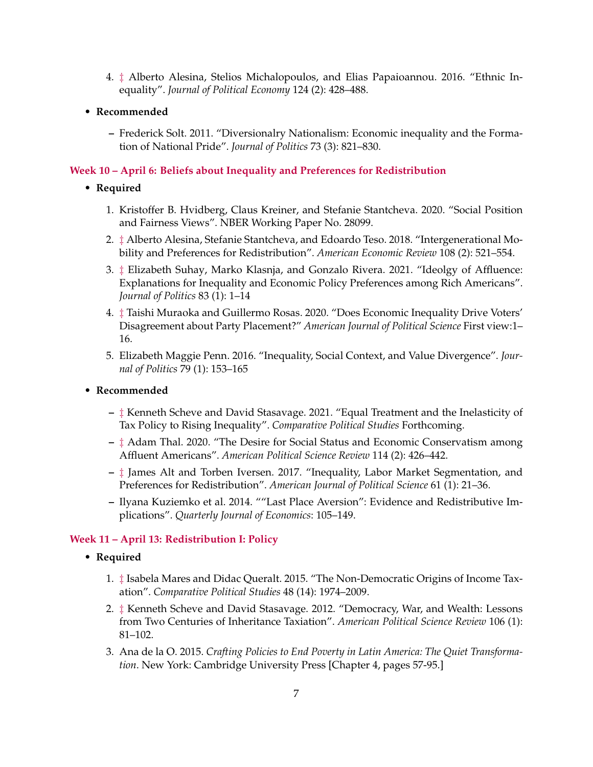4. ‡ Alberto Alesina, Stelios Michalopoulos, and Elias Papaioannou. 2016. "Ethnic Inequality". *Journal of Political Economy* 124 (2): 428–488.

- **Recommended**
  - Frederick Solt. 2011. "Diversionalry Nationalism: Economic inequality and the Formation of National Pride". *Journal of Politics* 73 (3): 821–830.

## Week 10 – April 6: Beliefs about Inequality and Preferences for Redistribution

- **Required**
  1. Kristoffer B. Hvidberg, Claus Kreiner, and Stefanie Stantcheva. 2020. "Social Position and Fairness Views". NBER Working Paper No. 28099.
  2. ‡ Alberto Alesina, Stefanie Stantcheva, and Edoardo Teso. 2018. "Intergenerational Mobility and Preferences for Redistribution". *American Economic Review* 108 (2): 521–554.
  3. ‡ Elizabeth Suhay, Marko Klasnja, and Gonzalo Rivera. 2021. "Ideolgy of Affluence: Explanations for Inequality and Economic Policy Preferences among Rich Americans". *Journal of Politics* 83 (1): 1–14
  4. ‡ Taishi Muraoka and Guillermo Rosas. 2020. "Does Economic Inequality Drive Voters' Disagreement about Party Placement?" *American Journal of Political Science* First view:1–16.
  5. Elizabeth Maggie Penn. 2016. "Inequality, Social Context, and Value Divergence". *Journal of Politics* 79 (1): 153–165

- **Recommended**
  - ‡ Kenneth Scheve and David Stasavage. 2021. "Equal Treatment and the Inelasticity of Tax Policy to Rising Inequality". *Comparative Political Studies* Forthcoming.
  - ‡ Adam Thal. 2020. "The Desire for Social Status and Economic Conservatism among Affluent Americans". *American Political Science Review* 114 (2): 426–442.
  - ‡ James Alt and Torben Iversen. 2017. "Inequality, Labor Market Segmentation, and Preferences for Redistribution". *American Journal of Political Science* 61 (1): 21–36.
  - Ilyana Kuziemko et al. 2014. ""Last Place Aversion": Evidence and Redistributive Implications". *Quarterly Journal of Economics*: 105–149.

## Week 11 – April 13: Redistribution I: Policy

- **Required**
  1. ‡ Isabela Mares and Didac Queralt. 2015. "The Non-Democratic Origins of Income Taxation". *Comparative Political Studies* 48 (14): 1974–2009.
  2. ‡ Kenneth Scheve and David Stasavage. 2012. "Democracy, War, and Wealth: Lessons from Two Centuries of Inheritance Taxation". *American Political Science Review* 106 (1): 81–102.
  3. Ana de la O. 2015. *Crafting Policies to End Poverty in Latin America: The Quiet Transformation*. New York: Cambridge University Press [Chapter 4, pages 57-95.]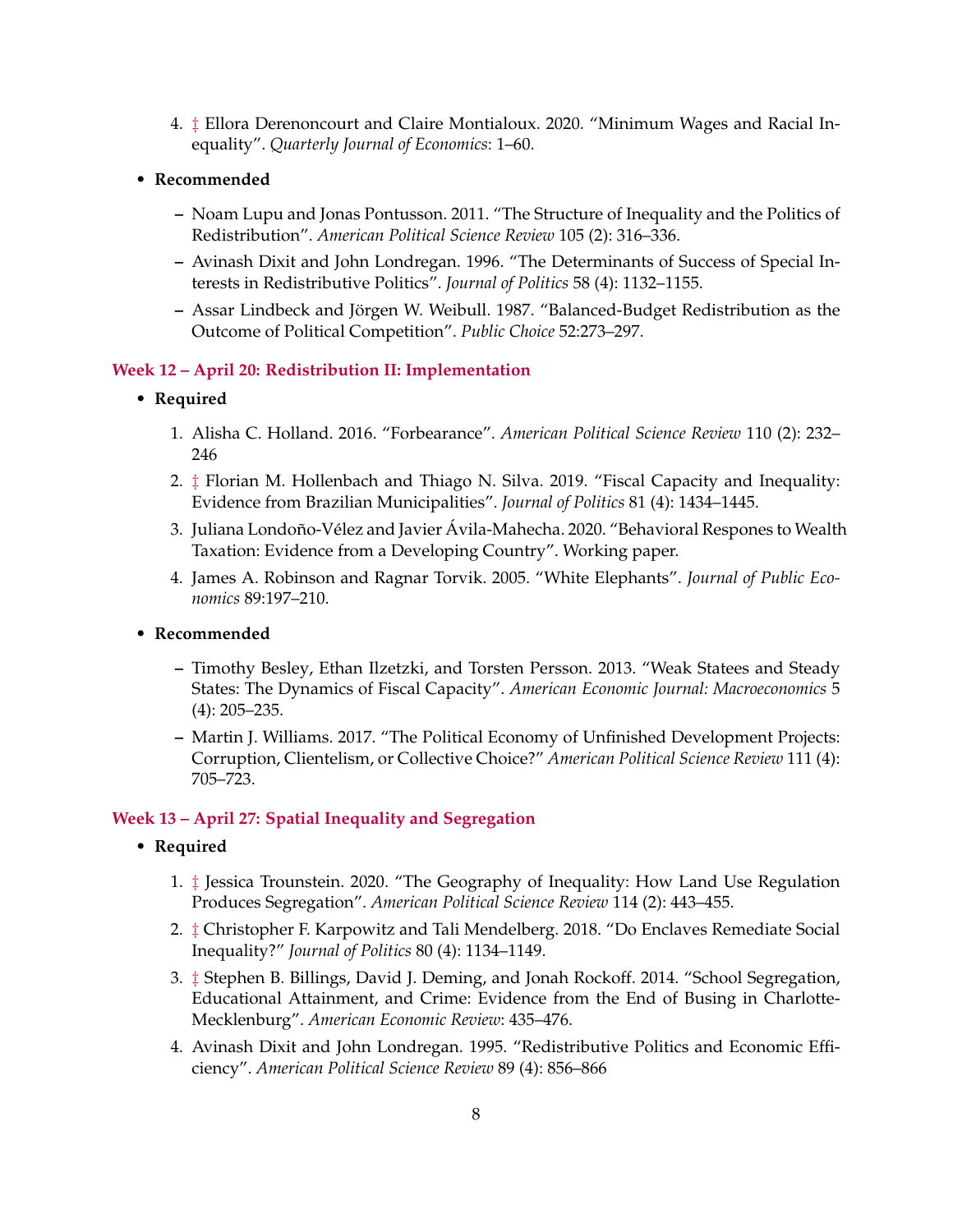4. ‡ Ellora Derenoncourt and Claire Montialoux. 2020. “Minimum Wages and Racial Inequality”. *Quarterly Journal of Economics*: 1–60.

- **Recommended**
  - Noam Lupu and Jonas Pontusson. 2011. “The Structure of Inequality and the Politics of Redistribution”. *American Political Science Review* 105 (2): 316–336.
  - Avinash Dixit and John Londregan. 1996. “The Determinants of Success of Special Interests in Redistributive Politics”. *Journal of Politics* 58 (4): 1132–1155.
  - Assar Lindbeck and Jörgen W. Weibull. 1987. “Balanced-Budget Redistribution as the Outcome of Political Competition”. *Public Choice* 52:273–297.

### Week 12 – April 20: Redistribution II: Implementation

- **Required**
  1. Alisha C. Holland. 2016. “Forbearance”. *American Political Science Review* 110 (2): 232–246
  2. ‡ Florian M. Hollenbach and Thiago N. Silva. 2019. “Fiscal Capacity and Inequality: Evidence from Brazilian Municipalities”. *Journal of Politics* 81 (4): 1434–1445.
  3. Juliana Londoño-Vélez and Javier Ávila-Mahecha. 2020. “Behavioral Respones to Wealth Taxation: Evidence from a Developing Country”. Working paper.
  4. James A. Robinson and Ragnar Torvik. 2005. “White Elephants”. *Journal of Public Economics* 89:197–210.

- **Recommended**
  - Timothy Besley, Ethan Ilzetzki, and Torsten Persson. 2013. “Weak Statees and Steady States: The Dynamics of Fiscal Capacity”. *American Economic Journal: Macroeconomics* 5 (4): 205–235.
  - Martin J. Williams. 2017. “The Political Economy of Unfinished Development Projects: Corruption, Clientelism, or Collective Choice?” *American Political Science Review* 111 (4): 705–723.

### Week 13 – April 27: Spatial Inequality and Segregation

- **Required**
  1. ‡ Jessica Trounstein. 2020. “The Geography of Inequality: How Land Use Regulation Produces Segregation”. *American Political Science Review* 114 (2): 443–455.
  2. ‡ Christopher F. Karpowitz and Tali Mendelberg. 2018. “Do Enclaves Remediate Social Inequality?” *Journal of Politics* 80 (4): 1134–1149.
  3. ‡ Stephen B. Billings, David J. Deming, and Jonah Rockoff. 2014. “School Segregation, Educational Attainment, and Crime: Evidence from the End of Busing in Charlotte-Mecklenburg”. *American Economic Review*: 435–476.
  4. Avinash Dixit and John Londregan. 1995. “Redistributive Politics and Economic Efficiency”. *American Political Science Review* 89 (4): 856–866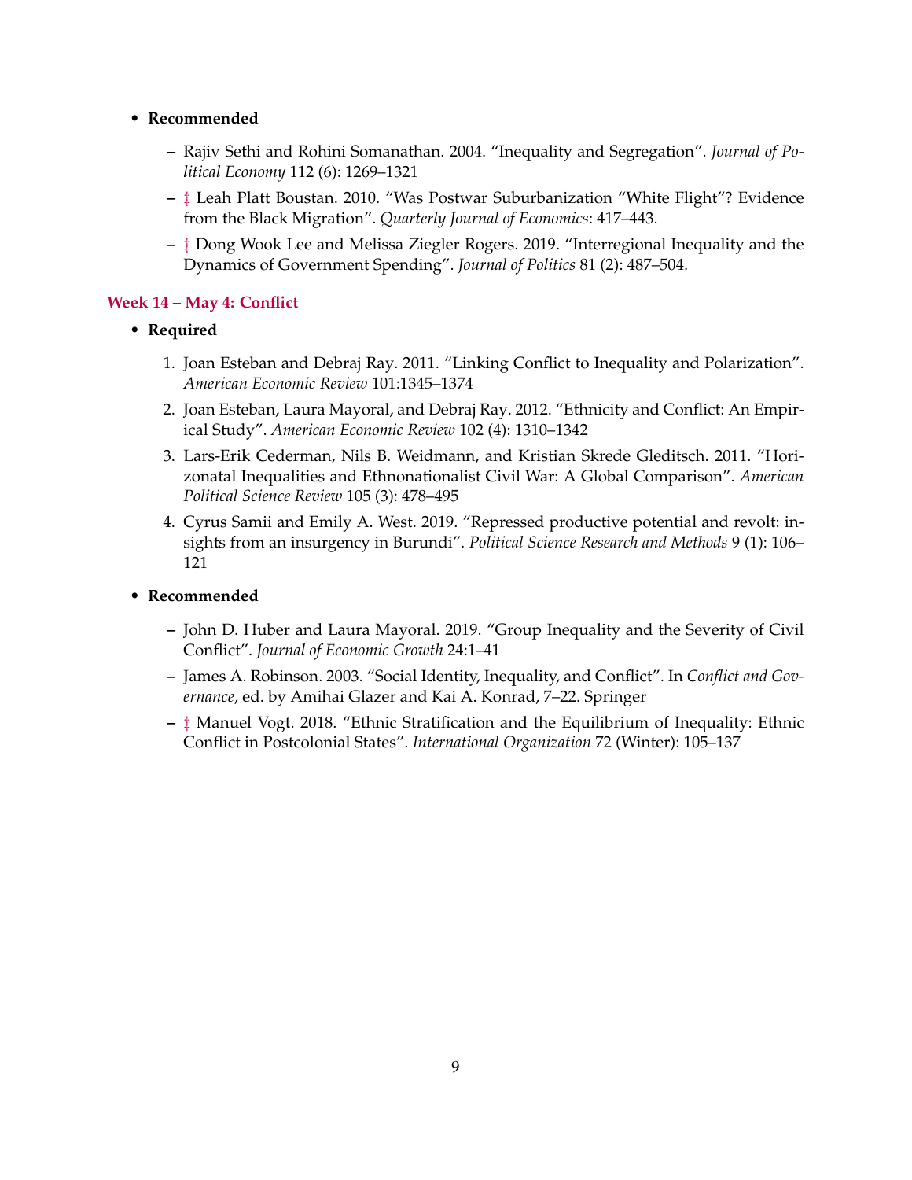- **Recommended**
  - Rajiv Sethi and Rohini Somanathan. 2004. "Inequality and Segregation". *Journal of Political Economy* 112 (6): 1269–1321
  - ‡ Leah Platt Boustan. 2010. "Was Postwar Suburbanization "White Flight"? Evidence from the Black Migration". *Quarterly Journal of Economics*: 417–443.
  - ‡ Dong Wook Lee and Melissa Ziegler Rogers. 2019. "Interregional Inequality and the Dynamics of Government Spending". *Journal of Politics* 81 (2): 487–504.

### Week 14 – May 4: Conflict

- **Required**
  1. Joan Esteban and Debraj Ray. 2011. "Linking Conflict to Inequality and Polarization". *American Economic Review* 101:1345–1374
  2. Joan Esteban, Laura Mayoral, and Debraj Ray. 2012. "Ethnicity and Conflict: An Empirical Study". *American Economic Review* 102 (4): 1310–1342
  3. Lars-Erik Cederman, Nils B. Weidmann, and Kristian Skrede Gleditsch. 2011. "Horizonatal Inequalities and Ethnonationalist Civil War: A Global Comparison". *American Political Science Review* 105 (3): 478–495
  4. Cyrus Samii and Emily A. West. 2019. "Repressed productive potential and revolt: insights from an insurgency in Burundi". *Political Science Research and Methods* 9 (1): 106–121

- **Recommended**
  - John D. Huber and Laura Mayoral. 2019. "Group Inequality and the Severity of Civil Conflict". *Journal of Economic Growth* 24:1–41
  - James A. Robinson. 2003. "Social Identity, Inequality, and Conflict". In *Conflict and Governance*, ed. by Amihai Glazer and Kai A. Konrad, 7–22. Springer
  - ‡ Manuel Vogt. 2018. "Ethnic Stratification and the Equilibrium of Inequality: Ethnic Conflict in Postcolonial States". *International Organization* 72 (Winter): 105–137